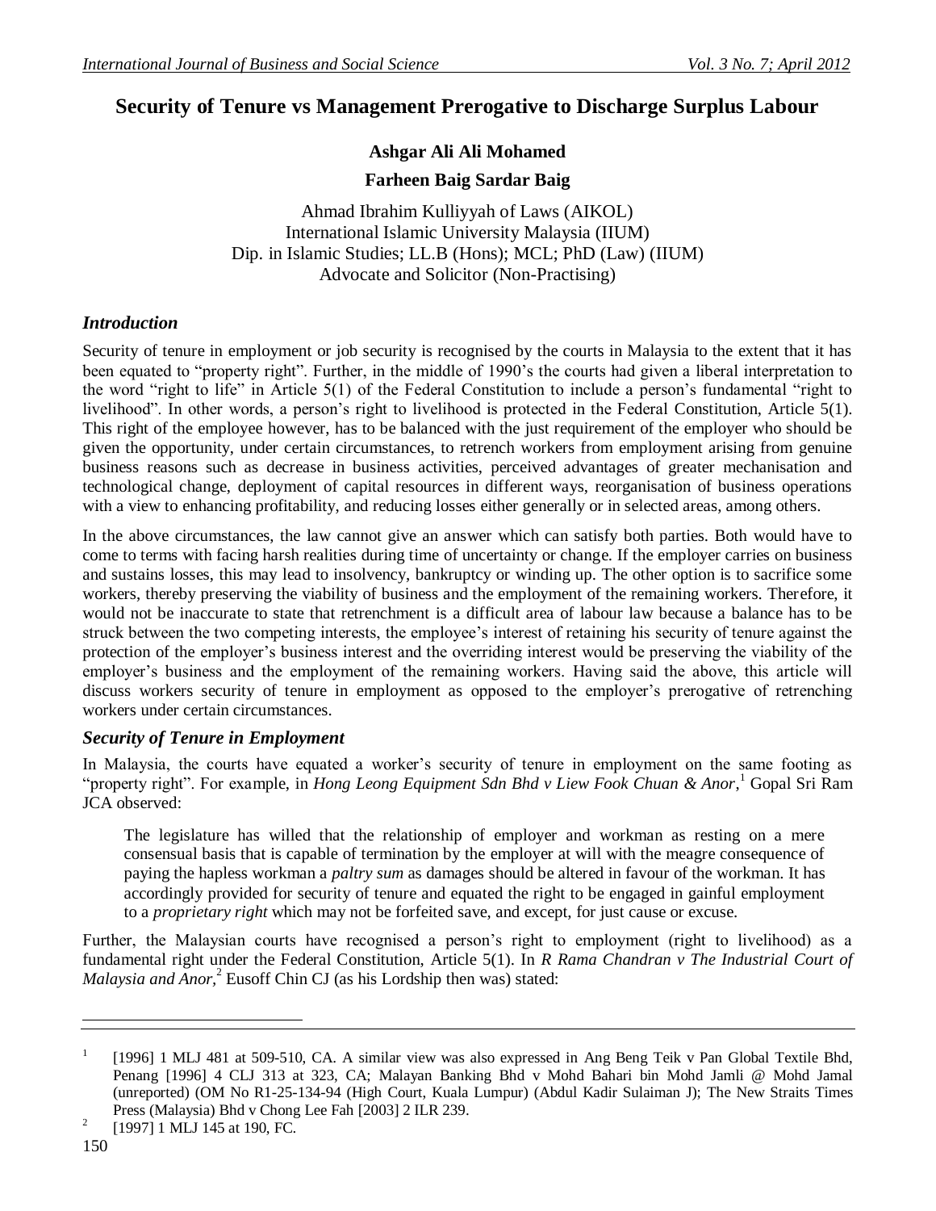# Security of Tenure vs Management Prerogative to Discharge Surplus Labour

**Ashgar Ali Ali Mohamed**

**Farheen Baig Sardar Baig**

Ahmad Ibrahim Kulliyyah of Laws (AIKOL)
International Islamic University Malaysia (IIUM)
Dip. in Islamic Studies; LL.B (Hons); MCL; PhD (Law) (IIUM)
Advocate and Solicitor (Non-Practising)

## *Introduction*

Security of tenure in employment or job security is recognised by the courts in Malaysia to the extent that it has been equated to "property right". Further, in the middle of 1990's the courts had given a liberal interpretation to the word "right to life" in Article 5(1) of the Federal Constitution to include a person's fundamental "right to livelihood". In other words, a person's right to livelihood is protected in the Federal Constitution, Article 5(1). This right of the employee however, has to be balanced with the just requirement of the employer who should be given the opportunity, under certain circumstances, to retrench workers from employment arising from genuine business reasons such as decrease in business activities, perceived advantages of greater mechanisation and technological change, deployment of capital resources in different ways, reorganisation of business operations with a view to enhancing profitability, and reducing losses either generally or in selected areas, among others.

In the above circumstances, the law cannot give an answer which can satisfy both parties. Both would have to come to terms with facing harsh realities during time of uncertainty or change. If the employer carries on business and sustains losses, this may lead to insolvency, bankruptcy or winding up. The other option is to sacrifice some workers, thereby preserving the viability of business and the employment of the remaining workers. Therefore, it would not be inaccurate to state that retrenchment is a difficult area of labour law because a balance has to be struck between the two competing interests, the employee's interest of retaining his security of tenure against the protection of the employer's business interest and the overriding interest would be preserving the viability of the employer's business and the employment of the remaining workers. Having said the above, this article will discuss workers security of tenure in employment as opposed to the employer's prerogative of retrenching workers under certain circumstances.

## *Security of Tenure in Employment*

In Malaysia, the courts have equated a worker's security of tenure in employment on the same footing as "property right". For example, in *Hong Leong Equipment Sdn Bhd v Liew Fook Chuan & Anor*,[1] Gopal Sri Ram JCA observed:

> The legislature has willed that the relationship of employer and workman as resting on a mere consensual basis that is capable of termination by the employer at will with the meagre consequence of paying the hapless workman a *paltry sum* as damages should be altered in favour of the workman. It has accordingly provided for security of tenure and equated the right to be engaged in gainful employment to a *proprietary right* which may not be forfeited save, and except, for just cause or excuse.

Further, the Malaysian courts have recognised a person's right to employment (right to livelihood) as a fundamental right under the Federal Constitution, Article 5(1). In *R Rama Chandran v The Industrial Court of Malaysia and Anor*,[2] Eusoff Chin CJ (as his Lordship then was) stated:

---

[1] [1996] 1 MLJ 481 at 509-510, CA. A similar view was also expressed in Ang Beng Teik v Pan Global Textile Bhd, Penang [1996] 4 CLJ 313 at 323, CA; Malayan Banking Bhd v Mohd Bahari bin Mohd Jamli @ Mohd Jamal (unreported) (OM No R1-25-134-94 (High Court, Kuala Lumpur) (Abdul Kadir Sulaiman J); The New Straits Times Press (Malaysia) Bhd v Chong Lee Fah [2003] 2 ILR 239.

[2] [1997] 1 MLJ 145 at 190, FC.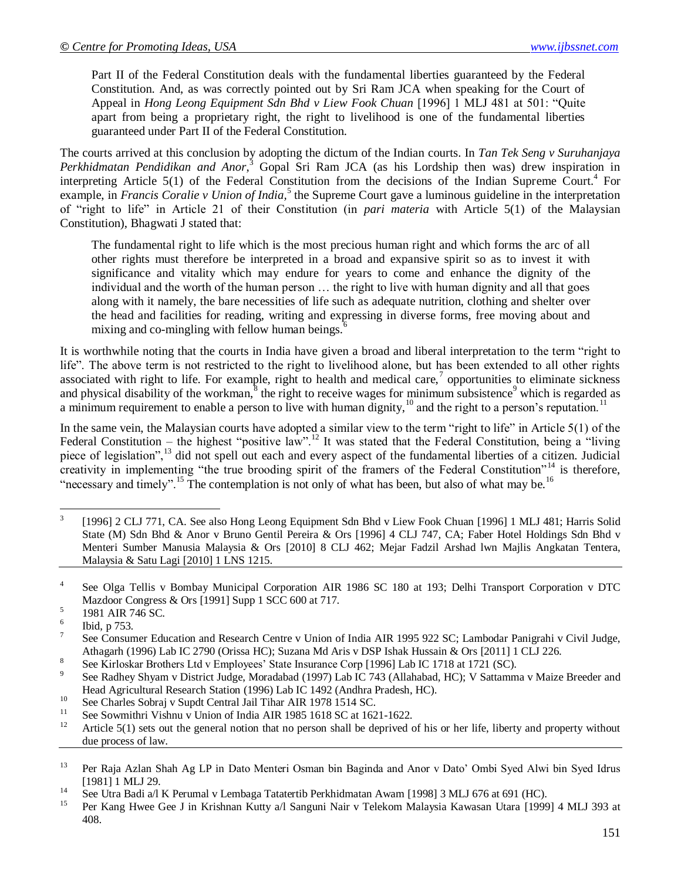> Part II of the Federal Constitution deals with the fundamental liberties guaranteed by the Federal Constitution. And, as was correctly pointed out by Sri Ram JCA when speaking for the Court of Appeal in *Hong Leong Equipment Sdn Bhd v Liew Fook Chuan* [1996] 1 MLJ 481 at 501: "Quite apart from being a proprietary right, the right to livelihood is one of the fundamental liberties guaranteed under Part II of the Federal Constitution.

The courts arrived at this conclusion by adopting the dictum of the Indian courts. In *Tan Tek Seng v Suruhanjaya Perkhidmatan Pendidikan and Anor*,[3] Gopal Sri Ram JCA (as his Lordship then was) drew inspiration in interpreting Article 5(1) of the Federal Constitution from the decisions of the Indian Supreme Court.[4] For example, in *Francis Coralie v Union of India*,[5] the Supreme Court gave a luminous guideline in the interpretation of "right to life" in Article 21 of their Constitution (in *pari materia* with Article 5(1) of the Malaysian Constitution), Bhagwati J stated that:

> The fundamental right to life which is the most precious human right and which forms the arc of all other rights must therefore be interpreted in a broad and expansive spirit so as to invest it with significance and vitality which may endure for years to come and enhance the dignity of the individual and the worth of the human person … the right to live with human dignity and all that goes along with it namely, the bare necessities of life such as adequate nutrition, clothing and shelter over the head and facilities for reading, writing and expressing in diverse forms, free moving about and mixing and co-mingling with fellow human beings.[6]

It is worthwhile noting that the courts in India have given a broad and liberal interpretation to the term "right to life". The above term is not restricted to the right to livelihood alone, but has been extended to all other rights associated with right to life. For example, right to health and medical care,[7] opportunities to eliminate sickness and physical disability of the workman,[8] the right to receive wages for minimum subsistence[9] which is regarded as a minimum requirement to enable a person to live with human dignity,[10] and the right to a person's reputation.[11]

In the same vein, the Malaysian courts have adopted a similar view to the term "right to life" in Article 5(1) of the Federal Constitution – the highest "positive law".[12] It was stated that the Federal Constitution, being a "living piece of legislation",[13] did not spell out each and every aspect of the fundamental liberties of a citizen. Judicial creativity in implementing "the true brooding spirit of the framers of the Federal Constitution"[14] is therefore, "necessary and timely".[15] The contemplation is not only of what has been, but also of what may be.[16]

---

[3] [1996] 2 CLJ 771, CA. See also Hong Leong Equipment Sdn Bhd v Liew Fook Chuan [1996] 1 MLJ 481; Harris Solid State (M) Sdn Bhd & Anor v Bruno Gentil Pereira & Ors [1996] 4 CLJ 747, CA; Faber Hotel Holdings Sdn Bhd v Menteri Sumber Manusia Malaysia & Ors [2010] 8 CLJ 462; Mejar Fadzil Arshad lwn Majlis Angkatan Tentera, Malaysia & Satu Lagi [2010] 1 LNS 1215.

[4] See Olga Tellis v Bombay Municipal Corporation AIR 1986 SC 180 at 193; Delhi Transport Corporation v DTC Mazdoor Congress & Ors [1991] Supp 1 SCC 600 at 717.

[5] 1981 AIR 746 SC.

[6] Ibid, p 753.

[7] See Consumer Education and Research Centre v Union of India AIR 1995 922 SC; Lambodar Panigrahi v Civil Judge, Athagarh (1996) Lab IC 2790 (Orissa HC); Suzana Md Aris v DSP Ishak Hussain & Ors [2011] 1 CLJ 226.

[8] See Kirloskar Brothers Ltd v Employees' State Insurance Corp [1996] Lab IC 1718 at 1721 (SC).

[9] See Radhey Shyam v District Judge, Moradabad (1997) Lab IC 743 (Allahabad, HC); V Sattamma v Maize Breeder and Head Agricultural Research Station (1996) Lab IC 1492 (Andhra Pradesh, HC).

[10] See Charles Sobraj v Supdt Central Jail Tihar AIR 1978 1514 SC.

[11] See Sowmithri Vishnu v Union of India AIR 1985 1618 SC at 1621-1622.

[12] Article 5(1) sets out the general notion that no person shall be deprived of his or her life, liberty and property without due process of law.

[13] Per Raja Azlan Shah Ag LP in Dato Menteri Osman bin Baginda and Anor v Dato' Ombi Syed Alwi bin Syed Idrus [1981] 1 MLJ 29.

[14] See Utra Badi a/l K Perumal v Lembaga Tatatertib Perkhidmatan Awam [1998] 3 MLJ 676 at 691 (HC).

[15] Per Kang Hwee Gee J in Krishnan Kutty a/l Sanguni Nair v Telekom Malaysia Kawasan Utara [1999] 4 MLJ 393 at 408.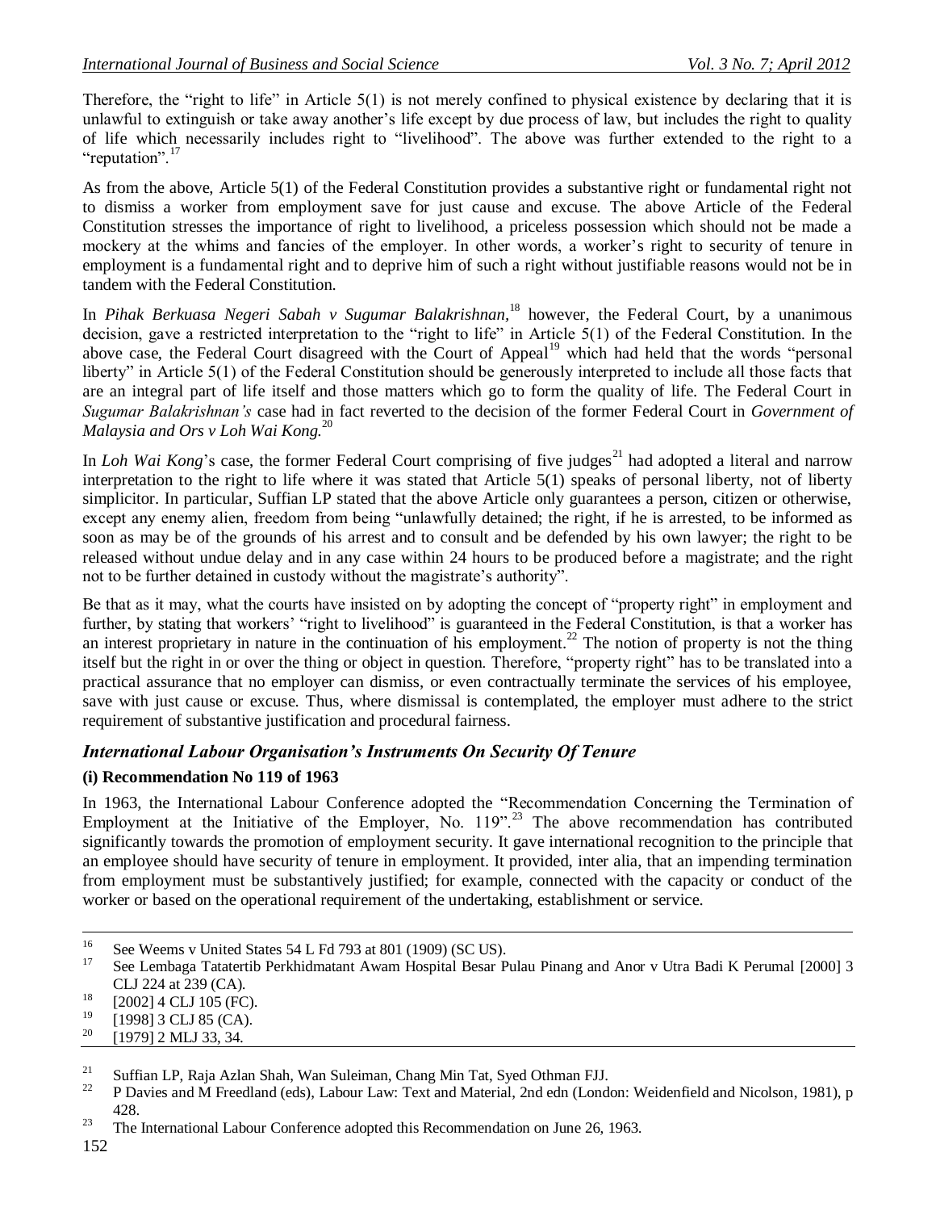Therefore, the "right to life" in Article 5(1) is not merely confined to physical existence by declaring that it is unlawful to extinguish or take away another's life except by due process of law, but includes the right to quality of life which necessarily includes right to "livelihood". The above was further extended to the right to a "reputation".[17]

As from the above, Article 5(1) of the Federal Constitution provides a substantive right or fundamental right not to dismiss a worker from employment save for just cause and excuse. The above Article of the Federal Constitution stresses the importance of right to livelihood, a priceless possession which should not be made a mockery at the whims and fancies of the employer. In other words, a worker's right to security of tenure in employment is a fundamental right and to deprive him of such a right without justifiable reasons would not be in tandem with the Federal Constitution.

In *Pihak Berkuasa Negeri Sabah v Sugumar Balakrishnan,*[18] however, the Federal Court, by a unanimous decision, gave a restricted interpretation to the "right to life" in Article 5(1) of the Federal Constitution. In the above case, the Federal Court disagreed with the Court of Appeal[19] which had held that the words "personal liberty" in Article 5(1) of the Federal Constitution should be generously interpreted to include all those facts that are an integral part of life itself and those matters which go to form the quality of life. The Federal Court in *Sugumar Balakrishnan's* case had in fact reverted to the decision of the former Federal Court in *Government of Malaysia and Ors v Loh Wai Kong.*[20]

In *Loh Wai Kong*'s case, the former Federal Court comprising of five judges[21] had adopted a literal and narrow interpretation to the right to life where it was stated that Article 5(1) speaks of personal liberty, not of liberty simplicitor. In particular, Suffian LP stated that the above Article only guarantees a person, citizen or otherwise, except any enemy alien, freedom from being "unlawfully detained; the right, if he is arrested, to be informed as soon as may be of the grounds of his arrest and to consult and be defended by his own lawyer; the right to be released without undue delay and in any case within 24 hours to be produced before a magistrate; and the right not to be further detained in custody without the magistrate's authority".

Be that as it may, what the courts have insisted on by adopting the concept of "property right" in employment and further, by stating that workers' "right to livelihood" is guaranteed in the Federal Constitution, is that a worker has an interest proprietary in nature in the continuation of his employment.[22] The notion of property is not the thing itself but the right in or over the thing or object in question. Therefore, "property right" has to be translated into a practical assurance that no employer can dismiss, or even contractually terminate the services of his employee, save with just cause or excuse. Thus, where dismissal is contemplated, the employer must adhere to the strict requirement of substantive justification and procedural fairness.

## *International Labour Organisation's Instruments On Security Of Tenure*

### (i) Recommendation No 119 of 1963

In 1963, the International Labour Conference adopted the "Recommendation Concerning the Termination of Employment at the Initiative of the Employer, No. 119".[23] The above recommendation has contributed significantly towards the promotion of employment security. It gave international recognition to the principle that an employee should have security of tenure in employment. It provided, inter alia, that an impending termination from employment must be substantively justified; for example, connected with the capacity or conduct of the worker or based on the operational requirement of the undertaking, establishment or service.

---

[16] See Weems v United States 54 L Fd 793 at 801 (1909) (SC US).

[17] See Lembaga Tatatertib Perkhidmatant Awam Hospital Besar Pulau Pinang and Anor v Utra Badi K Perumal [2000] 3 CLJ 224 at 239 (CA).

[18] [2002] 4 CLJ 105 (FC).

[19] [1998] 3 CLJ 85 (CA).

[20] [1979] 2 MLJ 33, 34.

[21] Suffian LP, Raja Azlan Shah, Wan Suleiman, Chang Min Tat, Syed Othman FJJ.

[22] P Davies and M Freedland (eds), Labour Law: Text and Material, 2nd edn (London: Weidenfield and Nicolson, 1981), p 428.

[23] The International Labour Conference adopted this Recommendation on June 26, 1963.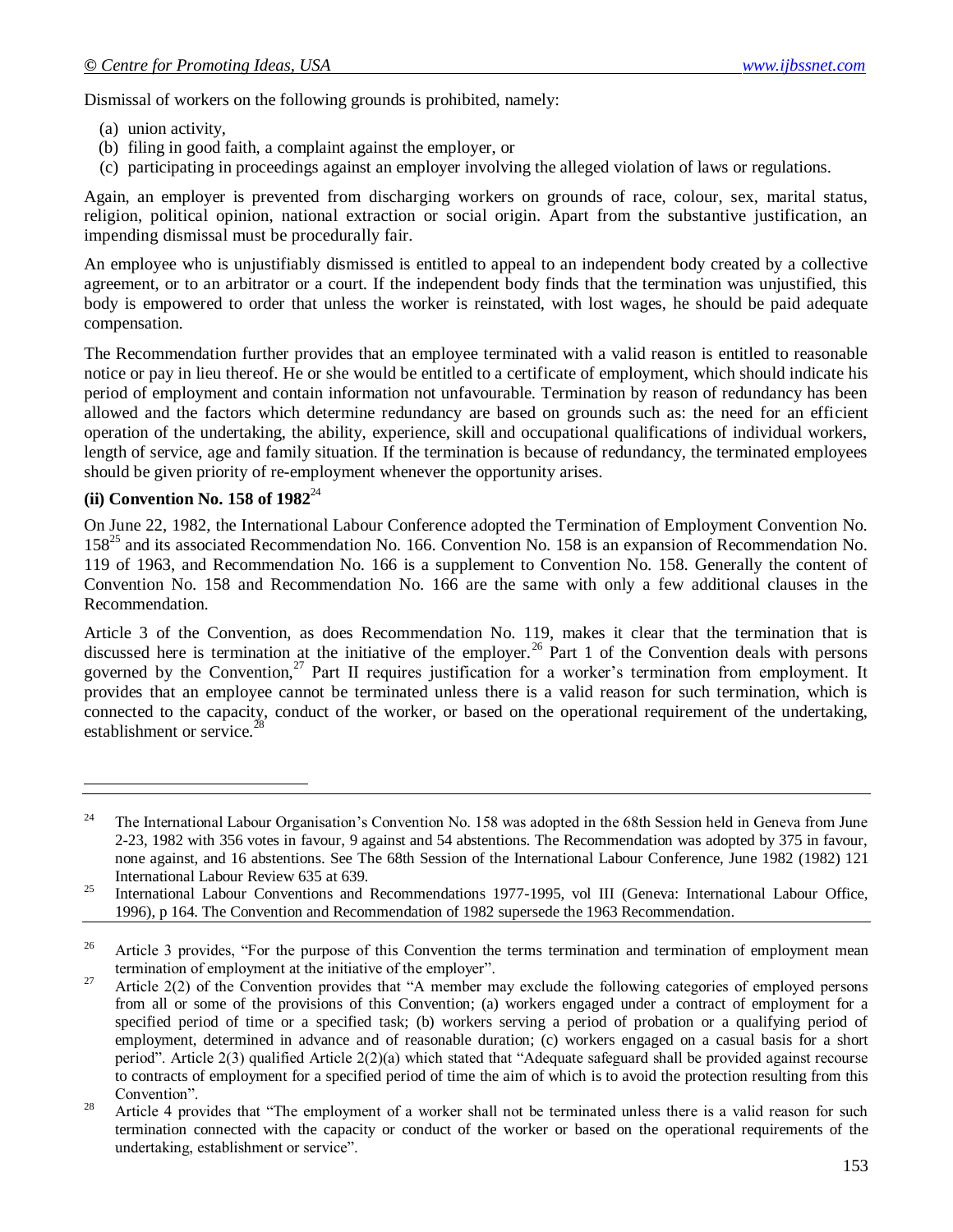Dismissal of workers on the following grounds is prohibited, namely:

(a) union activity,
(b) filing in good faith, a complaint against the employer, or
(c) participating in proceedings against an employer involving the alleged violation of laws or regulations.

Again, an employer is prevented from discharging workers on grounds of race, colour, sex, marital status, religion, political opinion, national extraction or social origin. Apart from the substantive justification, an impending dismissal must be procedurally fair.

An employee who is unjustifiably dismissed is entitled to appeal to an independent body created by a collective agreement, or to an arbitrator or a court. If the independent body finds that the termination was unjustified, this body is empowered to order that unless the worker is reinstated, with lost wages, he should be paid adequate compensation.

The Recommendation further provides that an employee terminated with a valid reason is entitled to reasonable notice or pay in lieu thereof. He or she would be entitled to a certificate of employment, which should indicate his period of employment and contain information not unfavourable. Termination by reason of redundancy has been allowed and the factors which determine redundancy are based on grounds such as: the need for an efficient operation of the undertaking, the ability, experience, skill and occupational qualifications of individual workers, length of service, age and family situation. If the termination is because of redundancy, the terminated employees should be given priority of re-employment whenever the opportunity arises.

**(ii) Convention No. 158 of 1982**[24]

On June 22, 1982, the International Labour Conference adopted the Termination of Employment Convention No. 158[25] and its associated Recommendation No. 166. Convention No. 158 is an expansion of Recommendation No. 119 of 1963, and Recommendation No. 166 is a supplement to Convention No. 158. Generally the content of Convention No. 158 and Recommendation No. 166 are the same with only a few additional clauses in the Recommendation.

Article 3 of the Convention, as does Recommendation No. 119, makes it clear that the termination that is discussed here is termination at the initiative of the employer.[26] Part 1 of the Convention deals with persons governed by the Convention,[27] Part II requires justification for a worker's termination from employment. It provides that an employee cannot be terminated unless there is a valid reason for such termination, which is connected to the capacity, conduct of the worker, or based on the operational requirement of the undertaking, establishment or service.[28]

---

[24] The International Labour Organisation's Convention No. 158 was adopted in the 68th Session held in Geneva from June 2-23, 1982 with 356 votes in favour, 9 against and 54 abstentions. The Recommendation was adopted by 375 in favour, none against, and 16 abstentions. See The 68th Session of the International Labour Conference, June 1982 (1982) 121 International Labour Review 635 at 639.

[25] International Labour Conventions and Recommendations 1977-1995, vol III (Geneva: International Labour Office, 1996), p 164. The Convention and Recommendation of 1982 supersede the 1963 Recommendation.

[26] Article 3 provides, "For the purpose of this Convention the terms termination and termination of employment mean termination of employment at the initiative of the employer".

[27] Article 2(2) of the Convention provides that "A member may exclude the following categories of employed persons from all or some of the provisions of this Convention; (a) workers engaged under a contract of employment for a specified period of time or a specified task; (b) workers serving a period of probation or a qualifying period of employment, determined in advance and of reasonable duration; (c) workers engaged on a casual basis for a short period". Article 2(3) qualified Article 2(2)(a) which stated that "Adequate safeguard shall be provided against recourse to contracts of employment for a specified period of time the aim of which is to avoid the protection resulting from this Convention".

[28] Article 4 provides that "The employment of a worker shall not be terminated unless there is a valid reason for such termination connected with the capacity or conduct of the worker or based on the operational requirements of the undertaking, establishment or service".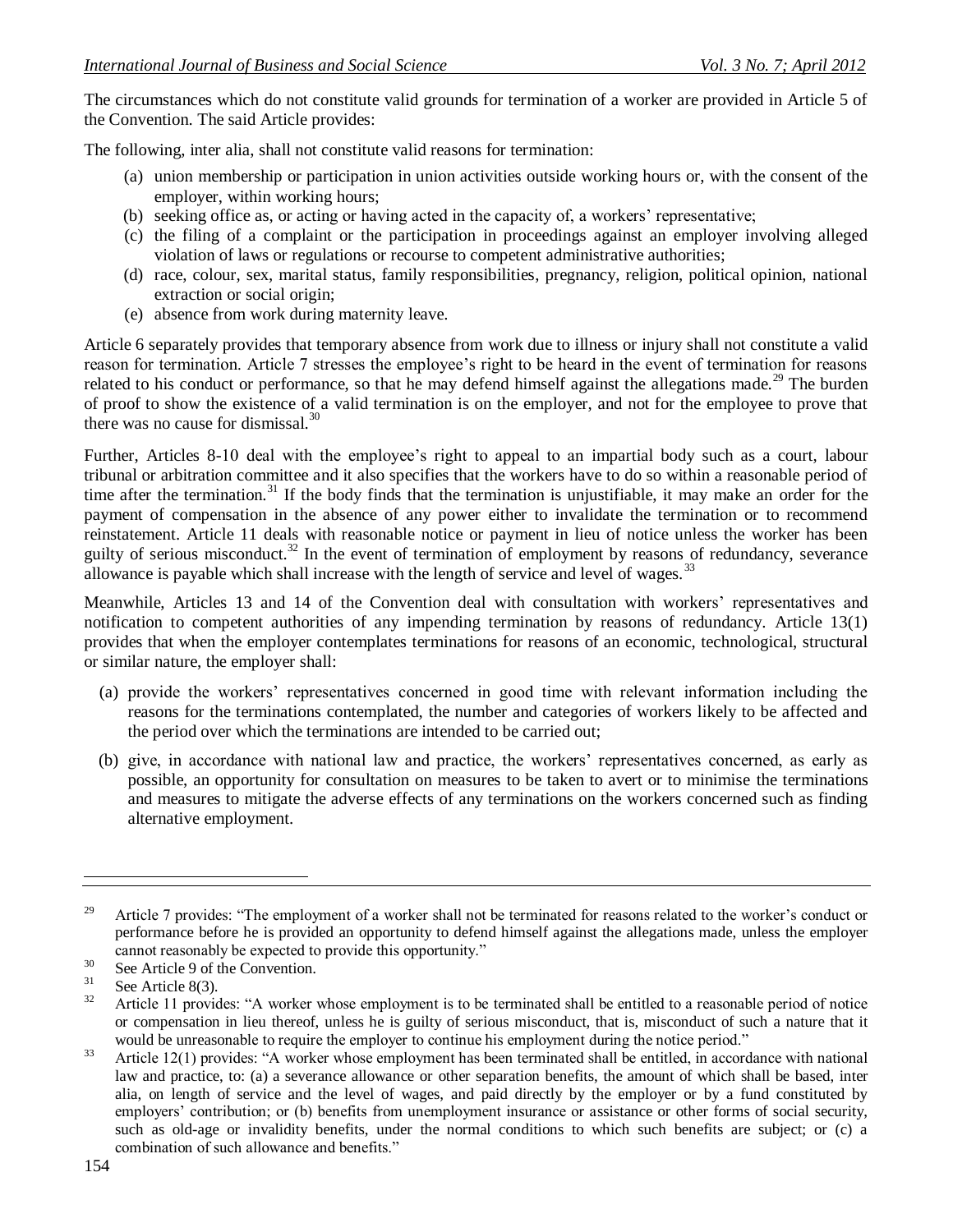The circumstances which do not constitute valid grounds for termination of a worker are provided in Article 5 of the Convention. The said Article provides:

The following, inter alia, shall not constitute valid reasons for termination:

(a) union membership or participation in union activities outside working hours or, with the consent of the employer, within working hours;
(b) seeking office as, or acting or having acted in the capacity of, a workers' representative;
(c) the filing of a complaint or the participation in proceedings against an employer involving alleged violation of laws or regulations or recourse to competent administrative authorities;
(d) race, colour, sex, marital status, family responsibilities, pregnancy, religion, political opinion, national extraction or social origin;
(e) absence from work during maternity leave.

Article 6 separately provides that temporary absence from work due to illness or injury shall not constitute a valid reason for termination. Article 7 stresses the employee's right to be heard in the event of termination for reasons related to his conduct or performance, so that he may defend himself against the allegations made.[29] The burden of proof to show the existence of a valid termination is on the employer, and not for the employee to prove that there was no cause for dismissal.[30]

Further, Articles 8-10 deal with the employee's right to appeal to an impartial body such as a court, labour tribunal or arbitration committee and it also specifies that the workers have to do so within a reasonable period of time after the termination.[31] If the body finds that the termination is unjustifiable, it may make an order for the payment of compensation in the absence of any power either to invalidate the termination or to recommend reinstatement. Article 11 deals with reasonable notice or payment in lieu of notice unless the worker has been guilty of serious misconduct.[32] In the event of termination of employment by reasons of redundancy, severance allowance is payable which shall increase with the length of service and level of wages.[33]

Meanwhile, Articles 13 and 14 of the Convention deal with consultation with workers' representatives and notification to competent authorities of any impending termination by reasons of redundancy. Article 13(1) provides that when the employer contemplates terminations for reasons of an economic, technological, structural or similar nature, the employer shall:

(a) provide the workers' representatives concerned in good time with relevant information including the reasons for the terminations contemplated, the number and categories of workers likely to be affected and the period over which the terminations are intended to be carried out;

(b) give, in accordance with national law and practice, the workers' representatives concerned, as early as possible, an opportunity for consultation on measures to be taken to avert or to minimise the terminations and measures to mitigate the adverse effects of any terminations on the workers concerned such as finding alternative employment.

---

[29] Article 7 provides: "The employment of a worker shall not be terminated for reasons related to the worker's conduct or performance before he is provided an opportunity to defend himself against the allegations made, unless the employer cannot reasonably be expected to provide this opportunity."

[30] See Article 9 of the Convention.

[31] See Article 8(3).

[32] Article 11 provides: "A worker whose employment is to be terminated shall be entitled to a reasonable period of notice or compensation in lieu thereof, unless he is guilty of serious misconduct, that is, misconduct of such a nature that it would be unreasonable to require the employer to continue his employment during the notice period."

[33] Article 12(1) provides: "A worker whose employment has been terminated shall be entitled, in accordance with national law and practice, to: (a) a severance allowance or other separation benefits, the amount of which shall be based, inter alia, on length of service and the level of wages, and paid directly by the employer or by a fund constituted by employers' contribution; or (b) benefits from unemployment insurance or assistance or other forms of social security, such as old-age or invalidity benefits, under the normal conditions to which such benefits are subject; or (c) a combination of such allowance and benefits."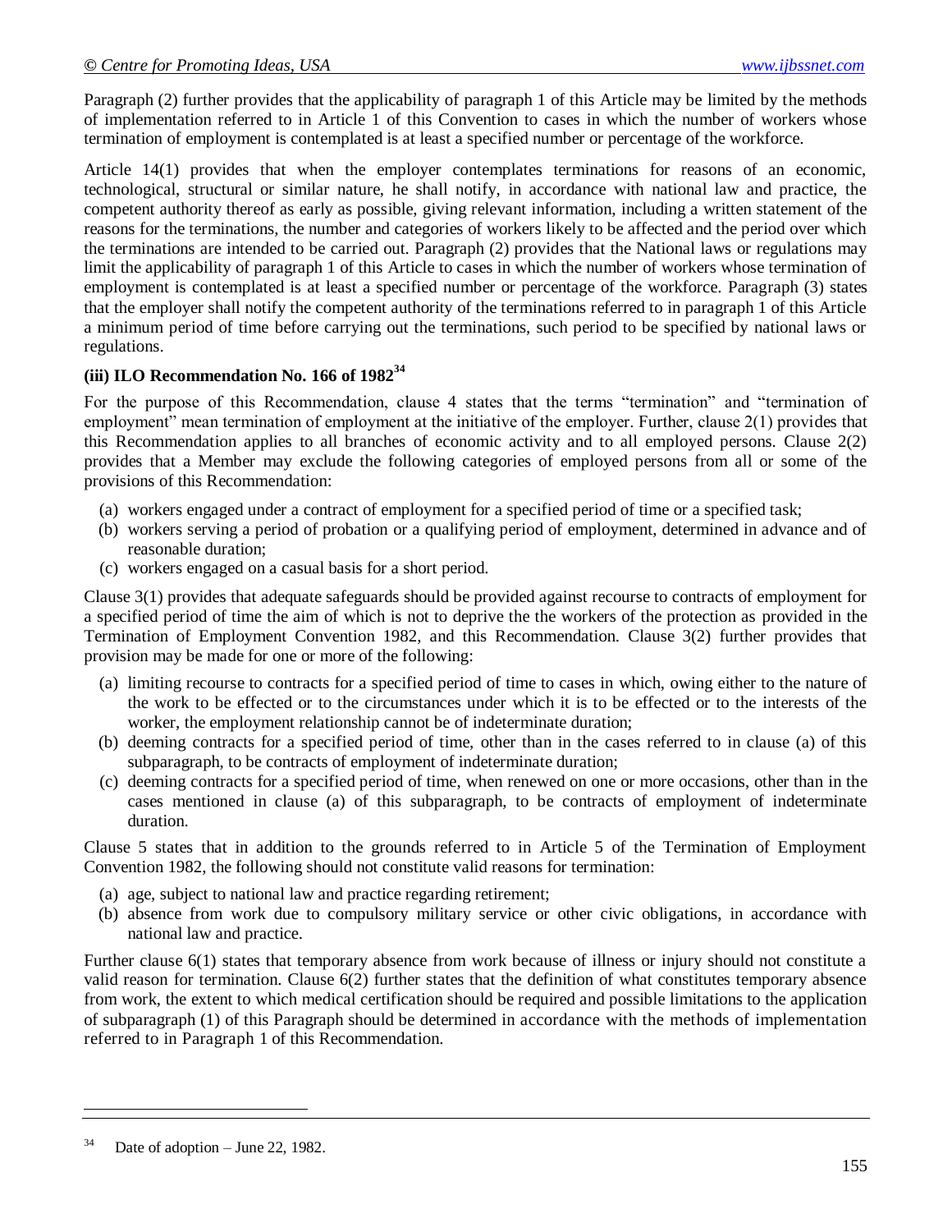Paragraph (2) further provides that the applicability of paragraph 1 of this Article may be limited by the methods of implementation referred to in Article 1 of this Convention to cases in which the number of workers whose termination of employment is contemplated is at least a specified number or percentage of the workforce.

Article 14(1) provides that when the employer contemplates terminations for reasons of an economic, technological, structural or similar nature, he shall notify, in accordance with national law and practice, the competent authority thereof as early as possible, giving relevant information, including a written statement of the reasons for the terminations, the number and categories of workers likely to be affected and the period over which the terminations are intended to be carried out. Paragraph (2) provides that the National laws or regulations may limit the applicability of paragraph 1 of this Article to cases in which the number of workers whose termination of employment is contemplated is at least a specified number or percentage of the workforce. Paragraph (3) states that the employer shall notify the competent authority of the terminations referred to in paragraph 1 of this Article a minimum period of time before carrying out the terminations, such period to be specified by national laws or regulations.

### (iii) ILO Recommendation No. 166 of 1982[34]

For the purpose of this Recommendation, clause 4 states that the terms "termination" and "termination of employment" mean termination of employment at the initiative of the employer. Further, clause 2(1) provides that this Recommendation applies to all branches of economic activity and to all employed persons. Clause 2(2) provides that a Member may exclude the following categories of employed persons from all or some of the provisions of this Recommendation:

(a) workers engaged under a contract of employment for a specified period of time or a specified task;
(b) workers serving a period of probation or a qualifying period of employment, determined in advance and of reasonable duration;
(c) workers engaged on a casual basis for a short period.

Clause 3(1) provides that adequate safeguards should be provided against recourse to contracts of employment for a specified period of time the aim of which is not to deprive the the workers of the protection as provided in the Termination of Employment Convention 1982, and this Recommendation. Clause 3(2) further provides that provision may be made for one or more of the following:

(a) limiting recourse to contracts for a specified period of time to cases in which, owing either to the nature of the work to be effected or to the circumstances under which it is to be effected or to the interests of the worker, the employment relationship cannot be of indeterminate duration;
(b) deeming contracts for a specified period of time, other than in the cases referred to in clause (a) of this subparagraph, to be contracts of employment of indeterminate duration;
(c) deeming contracts for a specified period of time, when renewed on one or more occasions, other than in the cases mentioned in clause (a) of this subparagraph, to be contracts of employment of indeterminate duration.

Clause 5 states that in addition to the grounds referred to in Article 5 of the Termination of Employment Convention 1982, the following should not constitute valid reasons for termination:

(a) age, subject to national law and practice regarding retirement;
(b) absence from work due to compulsory military service or other civic obligations, in accordance with national law and practice.

Further clause 6(1) states that temporary absence from work because of illness or injury should not constitute a valid reason for termination. Clause 6(2) further states that the definition of what constitutes temporary absence from work, the extent to which medical certification should be required and possible limitations to the application of subparagraph (1) of this Paragraph should be determined in accordance with the methods of implementation referred to in Paragraph 1 of this Recommendation.

---

[34] Date of adoption – June 22, 1982.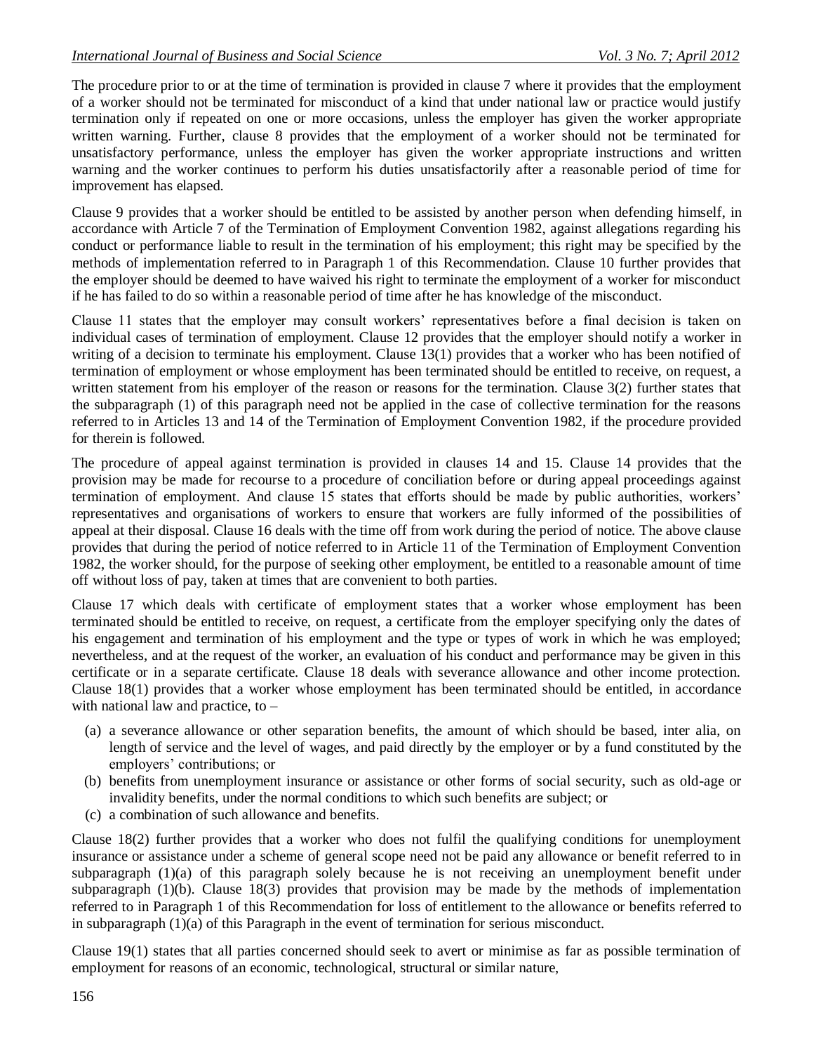The procedure prior to or at the time of termination is provided in clause 7 where it provides that the employment of a worker should not be terminated for misconduct of a kind that under national law or practice would justify termination only if repeated on one or more occasions, unless the employer has given the worker appropriate written warning. Further, clause 8 provides that the employment of a worker should not be terminated for unsatisfactory performance, unless the employer has given the worker appropriate instructions and written warning and the worker continues to perform his duties unsatisfactorily after a reasonable period of time for improvement has elapsed.

Clause 9 provides that a worker should be entitled to be assisted by another person when defending himself, in accordance with Article 7 of the Termination of Employment Convention 1982, against allegations regarding his conduct or performance liable to result in the termination of his employment; this right may be specified by the methods of implementation referred to in Paragraph 1 of this Recommendation. Clause 10 further provides that the employer should be deemed to have waived his right to terminate the employment of a worker for misconduct if he has failed to do so within a reasonable period of time after he has knowledge of the misconduct.

Clause 11 states that the employer may consult workers' representatives before a final decision is taken on individual cases of termination of employment. Clause 12 provides that the employer should notify a worker in writing of a decision to terminate his employment. Clause 13(1) provides that a worker who has been notified of termination of employment or whose employment has been terminated should be entitled to receive, on request, a written statement from his employer of the reason or reasons for the termination. Clause 3(2) further states that the subparagraph (1) of this paragraph need not be applied in the case of collective termination for the reasons referred to in Articles 13 and 14 of the Termination of Employment Convention 1982, if the procedure provided for therein is followed.

The procedure of appeal against termination is provided in clauses 14 and 15. Clause 14 provides that the provision may be made for recourse to a procedure of conciliation before or during appeal proceedings against termination of employment. And clause 15 states that efforts should be made by public authorities, workers' representatives and organisations of workers to ensure that workers are fully informed of the possibilities of appeal at their disposal. Clause 16 deals with the time off from work during the period of notice. The above clause provides that during the period of notice referred to in Article 11 of the Termination of Employment Convention 1982, the worker should, for the purpose of seeking other employment, be entitled to a reasonable amount of time off without loss of pay, taken at times that are convenient to both parties.

Clause 17 which deals with certificate of employment states that a worker whose employment has been terminated should be entitled to receive, on request, a certificate from the employer specifying only the dates of his engagement and termination of his employment and the type or types of work in which he was employed; nevertheless, and at the request of the worker, an evaluation of his conduct and performance may be given in this certificate or in a separate certificate. Clause 18 deals with severance allowance and other income protection. Clause 18(1) provides that a worker whose employment has been terminated should be entitled, in accordance with national law and practice, to –

(a) a severance allowance or other separation benefits, the amount of which should be based, inter alia, on length of service and the level of wages, and paid directly by the employer or by a fund constituted by the employers' contributions; or
(b) benefits from unemployment insurance or assistance or other forms of social security, such as old-age or invalidity benefits, under the normal conditions to which such benefits are subject; or
(c) a combination of such allowance and benefits.

Clause 18(2) further provides that a worker who does not fulfil the qualifying conditions for unemployment insurance or assistance under a scheme of general scope need not be paid any allowance or benefit referred to in subparagraph (1)(a) of this paragraph solely because he is not receiving an unemployment benefit under subparagraph (1)(b). Clause 18(3) provides that provision may be made by the methods of implementation referred to in Paragraph 1 of this Recommendation for loss of entitlement to the allowance or benefits referred to in subparagraph (1)(a) of this Paragraph in the event of termination for serious misconduct.

Clause 19(1) states that all parties concerned should seek to avert or minimise as far as possible termination of employment for reasons of an economic, technological, structural or similar nature,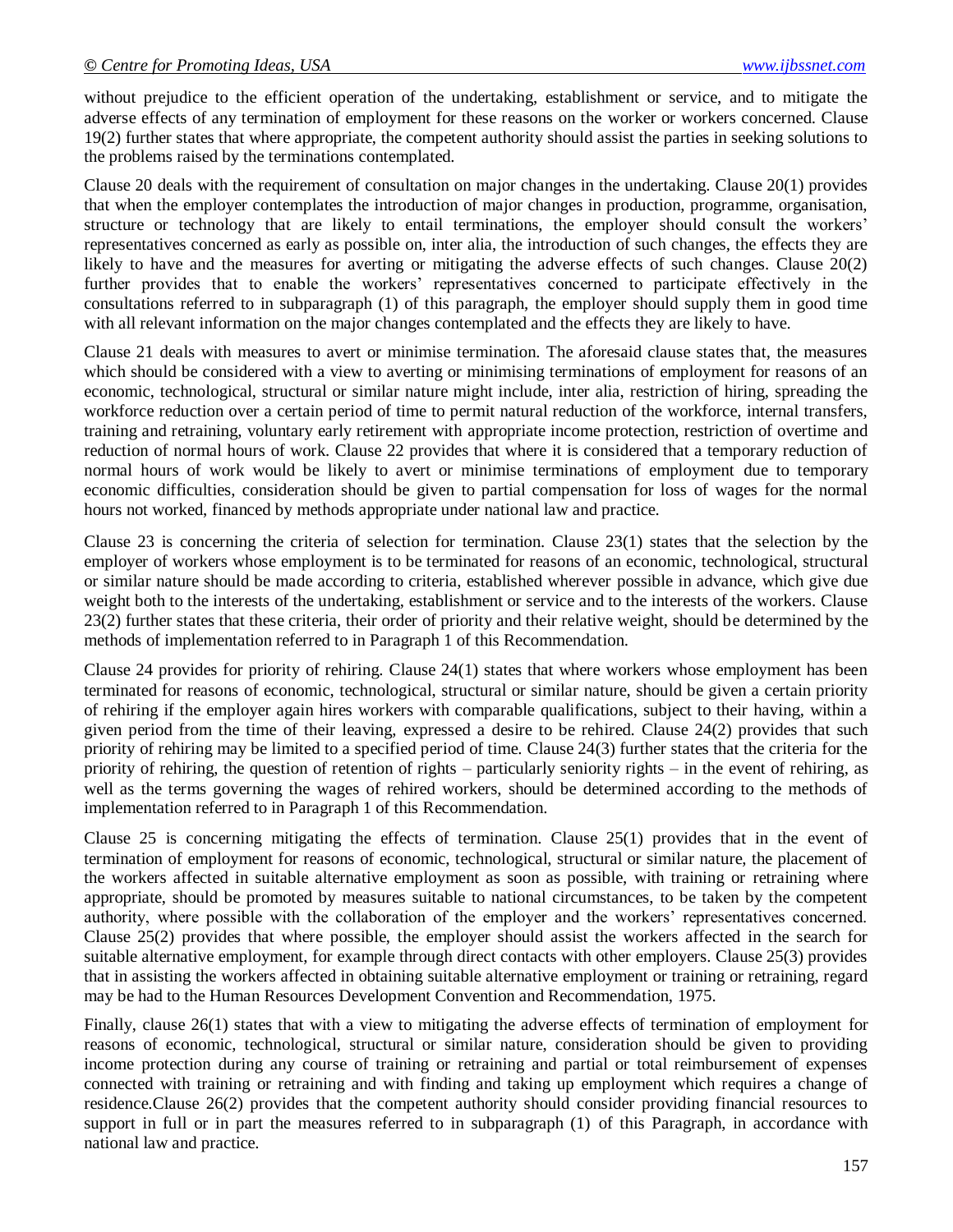without prejudice to the efficient operation of the undertaking, establishment or service, and to mitigate the adverse effects of any termination of employment for these reasons on the worker or workers concerned. Clause 19(2) further states that where appropriate, the competent authority should assist the parties in seeking solutions to the problems raised by the terminations contemplated.

Clause 20 deals with the requirement of consultation on major changes in the undertaking. Clause 20(1) provides that when the employer contemplates the introduction of major changes in production, programme, organisation, structure or technology that are likely to entail terminations, the employer should consult the workers' representatives concerned as early as possible on, inter alia, the introduction of such changes, the effects they are likely to have and the measures for averting or mitigating the adverse effects of such changes. Clause 20(2) further provides that to enable the workers' representatives concerned to participate effectively in the consultations referred to in subparagraph (1) of this paragraph, the employer should supply them in good time with all relevant information on the major changes contemplated and the effects they are likely to have.

Clause 21 deals with measures to avert or minimise termination. The aforesaid clause states that, the measures which should be considered with a view to averting or minimising terminations of employment for reasons of an economic, technological, structural or similar nature might include, inter alia, restriction of hiring, spreading the workforce reduction over a certain period of time to permit natural reduction of the workforce, internal transfers, training and retraining, voluntary early retirement with appropriate income protection, restriction of overtime and reduction of normal hours of work. Clause 22 provides that where it is considered that a temporary reduction of normal hours of work would be likely to avert or minimise terminations of employment due to temporary economic difficulties, consideration should be given to partial compensation for loss of wages for the normal hours not worked, financed by methods appropriate under national law and practice.

Clause 23 is concerning the criteria of selection for termination. Clause 23(1) states that the selection by the employer of workers whose employment is to be terminated for reasons of an economic, technological, structural or similar nature should be made according to criteria, established wherever possible in advance, which give due weight both to the interests of the undertaking, establishment or service and to the interests of the workers. Clause 23(2) further states that these criteria, their order of priority and their relative weight, should be determined by the methods of implementation referred to in Paragraph 1 of this Recommendation.

Clause 24 provides for priority of rehiring. Clause 24(1) states that where workers whose employment has been terminated for reasons of economic, technological, structural or similar nature, should be given a certain priority of rehiring if the employer again hires workers with comparable qualifications, subject to their having, within a given period from the time of their leaving, expressed a desire to be rehired. Clause 24(2) provides that such priority of rehiring may be limited to a specified period of time. Clause 24(3) further states that the criteria for the priority of rehiring, the question of retention of rights – particularly seniority rights – in the event of rehiring, as well as the terms governing the wages of rehired workers, should be determined according to the methods of implementation referred to in Paragraph 1 of this Recommendation.

Clause 25 is concerning mitigating the effects of termination. Clause 25(1) provides that in the event of termination of employment for reasons of economic, technological, structural or similar nature, the placement of the workers affected in suitable alternative employment as soon as possible, with training or retraining where appropriate, should be promoted by measures suitable to national circumstances, to be taken by the competent authority, where possible with the collaboration of the employer and the workers' representatives concerned. Clause 25(2) provides that where possible, the employer should assist the workers affected in the search for suitable alternative employment, for example through direct contacts with other employers. Clause 25(3) provides that in assisting the workers affected in obtaining suitable alternative employment or training or retraining, regard may be had to the Human Resources Development Convention and Recommendation, 1975.

Finally, clause 26(1) states that with a view to mitigating the adverse effects of termination of employment for reasons of economic, technological, structural or similar nature, consideration should be given to providing income protection during any course of training or retraining and partial or total reimbursement of expenses connected with training or retraining and with finding and taking up employment which requires a change of residence.Clause 26(2) provides that the competent authority should consider providing financial resources to support in full or in part the measures referred to in subparagraph (1) of this Paragraph, in accordance with national law and practice.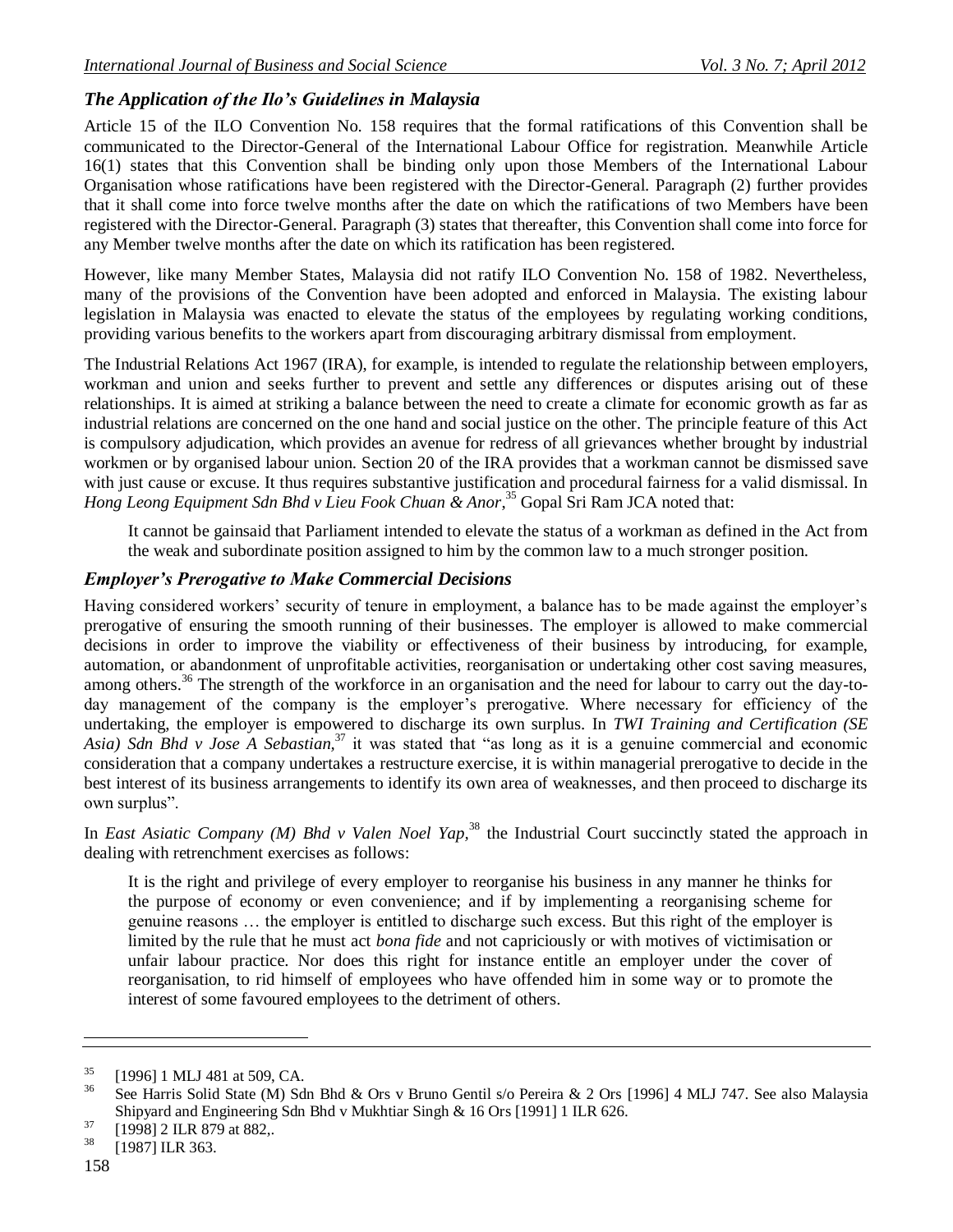### *The Application of the Ilo's Guidelines in Malaysia*

Article 15 of the ILO Convention No. 158 requires that the formal ratifications of this Convention shall be communicated to the Director-General of the International Labour Office for registration. Meanwhile Article 16(1) states that this Convention shall be binding only upon those Members of the International Labour Organisation whose ratifications have been registered with the Director-General. Paragraph (2) further provides that it shall come into force twelve months after the date on which the ratifications of two Members have been registered with the Director-General. Paragraph (3) states that thereafter, this Convention shall come into force for any Member twelve months after the date on which its ratification has been registered.

However, like many Member States, Malaysia did not ratify ILO Convention No. 158 of 1982. Nevertheless, many of the provisions of the Convention have been adopted and enforced in Malaysia. The existing labour legislation in Malaysia was enacted to elevate the status of the employees by regulating working conditions, providing various benefits to the workers apart from discouraging arbitrary dismissal from employment.

The Industrial Relations Act 1967 (IRA), for example, is intended to regulate the relationship between employers, workman and union and seeks further to prevent and settle any differences or disputes arising out of these relationships. It is aimed at striking a balance between the need to create a climate for economic growth as far as industrial relations are concerned on the one hand and social justice on the other. The principle feature of this Act is compulsory adjudication, which provides an avenue for redress of all grievances whether brought by industrial workmen or by organised labour union. Section 20 of the IRA provides that a workman cannot be dismissed save with just cause or excuse. It thus requires substantive justification and procedural fairness for a valid dismissal. In *Hong Leong Equipment Sdn Bhd v Lieu Fook Chuan & Anor*,[35] Gopal Sri Ram JCA noted that:

> It cannot be gainsaid that Parliament intended to elevate the status of a workman as defined in the Act from the weak and subordinate position assigned to him by the common law to a much stronger position.

### *Employer's Prerogative to Make Commercial Decisions*

Having considered workers' security of tenure in employment, a balance has to be made against the employer's prerogative of ensuring the smooth running of their businesses. The employer is allowed to make commercial decisions in order to improve the viability or effectiveness of their business by introducing, for example, automation, or abandonment of unprofitable activities, reorganisation or undertaking other cost saving measures, among others.[36] The strength of the workforce in an organisation and the need for labour to carry out the day-to-day management of the company is the employer's prerogative. Where necessary for efficiency of the undertaking, the employer is empowered to discharge its own surplus. In *TWI Training and Certification (SE Asia) Sdn Bhd v Jose A Sebastian*,[37] it was stated that "as long as it is a genuine commercial and economic consideration that a company undertakes a restructure exercise, it is within managerial prerogative to decide in the best interest of its business arrangements to identify its own area of weaknesses, and then proceed to discharge its own surplus".

In *East Asiatic Company (M) Bhd v Valen Noel Yap*,[38] the Industrial Court succinctly stated the approach in dealing with retrenchment exercises as follows:

> It is the right and privilege of every employer to reorganise his business in any manner he thinks for the purpose of economy or even convenience; and if by implementing a reorganising scheme for genuine reasons … the employer is entitled to discharge such excess. But this right of the employer is limited by the rule that he must act *bona fide* and not capriciously or with motives of victimisation or unfair labour practice. Nor does this right for instance entitle an employer under the cover of reorganisation, to rid himself of employees who have offended him in some way or to promote the interest of some favoured employees to the detriment of others.

---

[35] [1996] 1 MLJ 481 at 509, CA.

[36] See Harris Solid State (M) Sdn Bhd & Ors v Bruno Gentil s/o Pereira & 2 Ors [1996] 4 MLJ 747. See also Malaysia Shipyard and Engineering Sdn Bhd v Mukhtiar Singh & 16 Ors [1991] 1 ILR 626.

[37] [1998] 2 ILR 879 at 882,.

[38] [1987] ILR 363.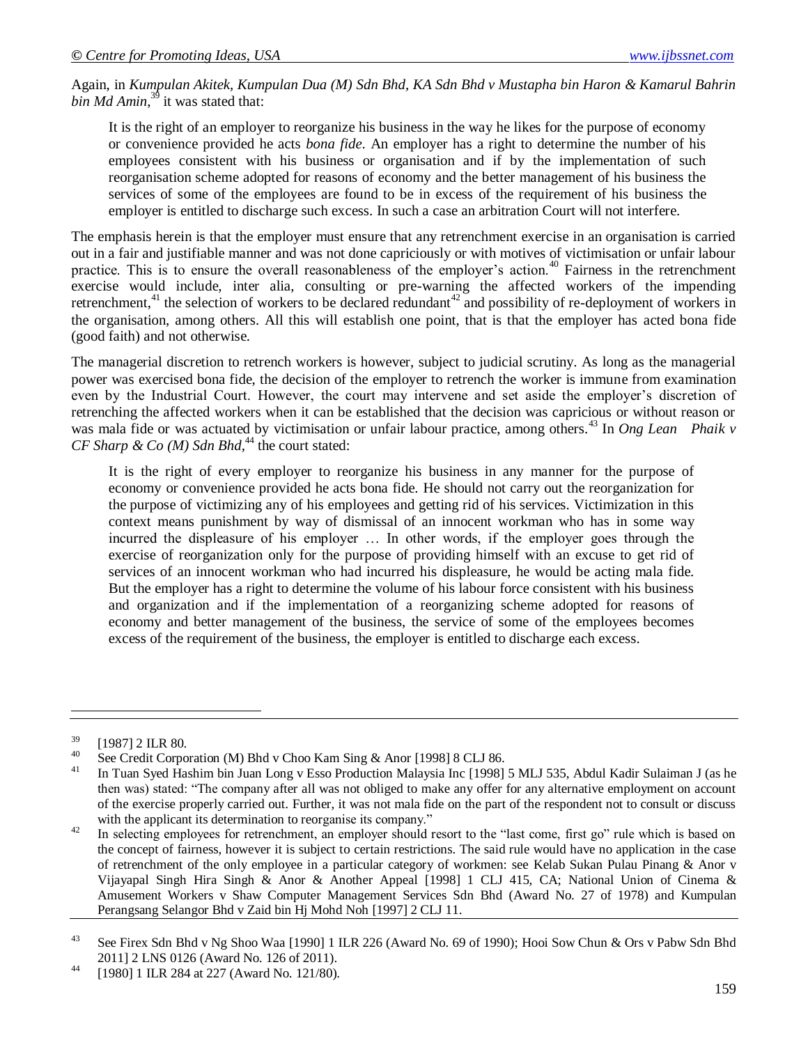Again, in *Kumpulan Akitek, Kumpulan Dua (M) Sdn Bhd, KA Sdn Bhd v Mustapha bin Haron & Kamarul Bahrin bin Md Amin*,[39] it was stated that:

> It is the right of an employer to reorganize his business in the way he likes for the purpose of economy or convenience provided he acts *bona fide*. An employer has a right to determine the number of his employees consistent with his business or organisation and if by the implementation of such reorganisation scheme adopted for reasons of economy and the better management of his business the services of some of the employees are found to be in excess of the requirement of his business the employer is entitled to discharge such excess. In such a case an arbitration Court will not interfere.

The emphasis herein is that the employer must ensure that any retrenchment exercise in an organisation is carried out in a fair and justifiable manner and was not done capriciously or with motives of victimisation or unfair labour practice. This is to ensure the overall reasonableness of the employer's action.[40] Fairness in the retrenchment exercise would include, inter alia, consulting or pre-warning the affected workers of the impending retrenchment,[41] the selection of workers to be declared redundant[42] and possibility of re-deployment of workers in the organisation, among others. All this will establish one point, that is that the employer has acted bona fide (good faith) and not otherwise.

The managerial discretion to retrench workers is however, subject to judicial scrutiny. As long as the managerial power was exercised bona fide, the decision of the employer to retrench the worker is immune from examination even by the Industrial Court. However, the court may intervene and set aside the employer's discretion of retrenching the affected workers when it can be established that the decision was capricious or without reason or was mala fide or was actuated by victimisation or unfair labour practice, among others.[43] In *Ong Lean Phaik v CF Sharp & Co (M) Sdn Bhd*,[44] the court stated:

> It is the right of every employer to reorganize his business in any manner for the purpose of economy or convenience provided he acts bona fide. He should not carry out the reorganization for the purpose of victimizing any of his employees and getting rid of his services. Victimization in this context means punishment by way of dismissal of an innocent workman who has in some way incurred the displeasure of his employer … In other words, if the employer goes through the exercise of reorganization only for the purpose of providing himself with an excuse to get rid of services of an innocent workman who had incurred his displeasure, he would be acting mala fide. But the employer has a right to determine the volume of his labour force consistent with his business and organization and if the implementation of a reorganizing scheme adopted for reasons of economy and better management of the business, the service of some of the employees becomes excess of the requirement of the business, the employer is entitled to discharge each excess.

---

[39] [1987] 2 ILR 80.

[40] See Credit Corporation (M) Bhd v Choo Kam Sing & Anor [1998] 8 CLJ 86.

[41] In Tuan Syed Hashim bin Juan Long v Esso Production Malaysia Inc [1998] 5 MLJ 535, Abdul Kadir Sulaiman J (as he then was) stated: "The company after all was not obliged to make any offer for any alternative employment on account of the exercise properly carried out. Further, it was not mala fide on the part of the respondent not to consult or discuss with the applicant its determination to reorganise its company."

[42] In selecting employees for retrenchment, an employer should resort to the "last come, first go" rule which is based on the concept of fairness, however it is subject to certain restrictions. The said rule would have no application in the case of retrenchment of the only employee in a particular category of workmen: see Kelab Sukan Pulau Pinang & Anor v Vijayapal Singh Hira Singh & Anor & Another Appeal [1998] 1 CLJ 415, CA; National Union of Cinema & Amusement Workers v Shaw Computer Management Services Sdn Bhd (Award No. 27 of 1978) and Kumpulan Perangsang Selangor Bhd v Zaid bin Hj Mohd Noh [1997] 2 CLJ 11.

[43] See Firex Sdn Bhd v Ng Shoo Waa [1990] 1 ILR 226 (Award No. 69 of 1990); Hooi Sow Chun & Ors v Pabw Sdn Bhd 2011] 2 LNS 0126 (Award No. 126 of 2011).

[44] [1980] 1 ILR 284 at 227 (Award No. 121/80).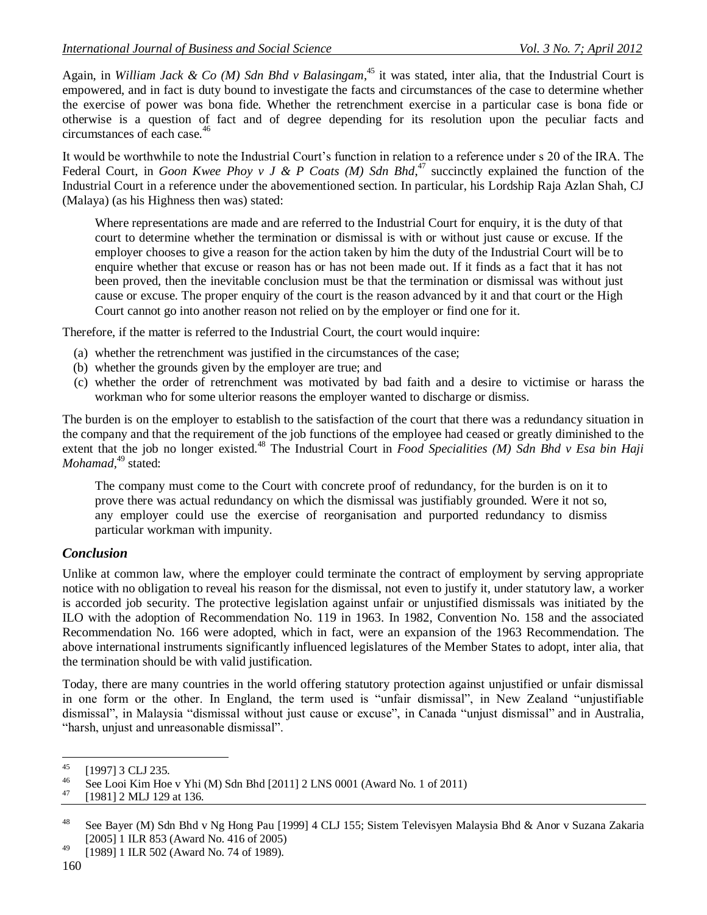Again, in *William Jack & Co (M) Sdn Bhd v Balasingam*,[45] it was stated, inter alia, that the Industrial Court is empowered, and in fact is duty bound to investigate the facts and circumstances of the case to determine whether the exercise of power was bona fide. Whether the retrenchment exercise in a particular case is bona fide or otherwise is a question of fact and of degree depending for its resolution upon the peculiar facts and circumstances of each case.[46]

It would be worthwhile to note the Industrial Court's function in relation to a reference under s 20 of the IRA. The Federal Court, in *Goon Kwee Phoy v J & P Coats (M) Sdn Bhd*,[47] succinctly explained the function of the Industrial Court in a reference under the abovementioned section. In particular, his Lordship Raja Azlan Shah, CJ (Malaya) (as his Highness then was) stated:

> Where representations are made and are referred to the Industrial Court for enquiry, it is the duty of that court to determine whether the termination or dismissal is with or without just cause or excuse. If the employer chooses to give a reason for the action taken by him the duty of the Industrial Court will be to enquire whether that excuse or reason has or has not been made out. If it finds as a fact that it has not been proved, then the inevitable conclusion must be that the termination or dismissal was without just cause or excuse. The proper enquiry of the court is the reason advanced by it and that court or the High Court cannot go into another reason not relied on by the employer or find one for it.

Therefore, if the matter is referred to the Industrial Court, the court would inquire:

(a) whether the retrenchment was justified in the circumstances of the case;
(b) whether the grounds given by the employer are true; and
(c) whether the order of retrenchment was motivated by bad faith and a desire to victimise or harass the workman who for some ulterior reasons the employer wanted to discharge or dismiss.

The burden is on the employer to establish to the satisfaction of the court that there was a redundancy situation in the company and that the requirement of the job functions of the employee had ceased or greatly diminished to the extent that the job no longer existed.[48] The Industrial Court in *Food Specialities (M) Sdn Bhd v Esa bin Haji Mohamad*,[49] stated:

> The company must come to the Court with concrete proof of redundancy, for the burden is on it to prove there was actual redundancy on which the dismissal was justifiably grounded. Were it not so, any employer could use the exercise of reorganisation and purported redundancy to dismiss particular workman with impunity.

## *Conclusion*

Unlike at common law, where the employer could terminate the contract of employment by serving appropriate notice with no obligation to reveal his reason for the dismissal, not even to justify it, under statutory law, a worker is accorded job security. The protective legislation against unfair or unjustified dismissals was initiated by the ILO with the adoption of Recommendation No. 119 in 1963. In 1982, Convention No. 158 and the associated Recommendation No. 166 were adopted, which in fact, were an expansion of the 1963 Recommendation. The above international instruments significantly influenced legislatures of the Member States to adopt, inter alia, that the termination should be with valid justification.

Today, there are many countries in the world offering statutory protection against unjustified or unfair dismissal in one form or the other. In England, the term used is "unfair dismissal", in New Zealand "unjustifiable dismissal", in Malaysia "dismissal without just cause or excuse", in Canada "unjust dismissal" and in Australia, "harsh, unjust and unreasonable dismissal".

---

[45] [1997] 3 CLJ 235.

[46] See Looi Kim Hoe v Yhi (M) Sdn Bhd [2011] 2 LNS 0001 (Award No. 1 of 2011)

[47] [1981] 2 MLJ 129 at 136.

[48] See Bayer (M) Sdn Bhd v Ng Hong Pau [1999] 4 CLJ 155; Sistem Televisyen Malaysia Bhd & Anor v Suzana Zakaria [2005] 1 ILR 853 (Award No. 416 of 2005)

[49] [1989] 1 ILR 502 (Award No. 74 of 1989).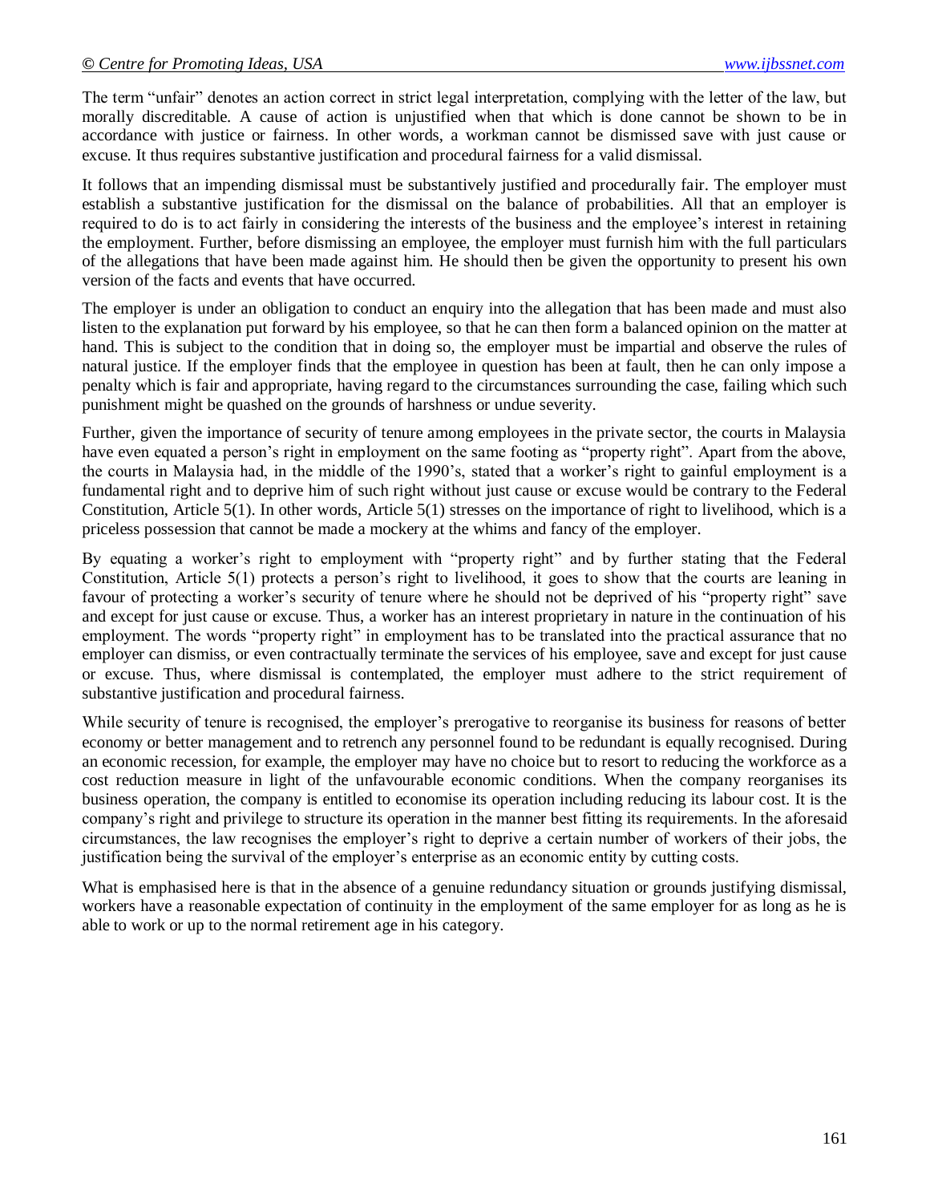The term "unfair" denotes an action correct in strict legal interpretation, complying with the letter of the law, but morally discreditable. A cause of action is unjustified when that which is done cannot be shown to be in accordance with justice or fairness. In other words, a workman cannot be dismissed save with just cause or excuse. It thus requires substantive justification and procedural fairness for a valid dismissal.

It follows that an impending dismissal must be substantively justified and procedurally fair. The employer must establish a substantive justification for the dismissal on the balance of probabilities. All that an employer is required to do is to act fairly in considering the interests of the business and the employee's interest in retaining the employment. Further, before dismissing an employee, the employer must furnish him with the full particulars of the allegations that have been made against him. He should then be given the opportunity to present his own version of the facts and events that have occurred.

The employer is under an obligation to conduct an enquiry into the allegation that has been made and must also listen to the explanation put forward by his employee, so that he can then form a balanced opinion on the matter at hand. This is subject to the condition that in doing so, the employer must be impartial and observe the rules of natural justice. If the employer finds that the employee in question has been at fault, then he can only impose a penalty which is fair and appropriate, having regard to the circumstances surrounding the case, failing which such punishment might be quashed on the grounds of harshness or undue severity.

Further, given the importance of security of tenure among employees in the private sector, the courts in Malaysia have even equated a person's right in employment on the same footing as "property right". Apart from the above, the courts in Malaysia had, in the middle of the 1990's, stated that a worker's right to gainful employment is a fundamental right and to deprive him of such right without just cause or excuse would be contrary to the Federal Constitution, Article 5(1). In other words, Article 5(1) stresses on the importance of right to livelihood, which is a priceless possession that cannot be made a mockery at the whims and fancy of the employer.

By equating a worker's right to employment with "property right" and by further stating that the Federal Constitution, Article 5(1) protects a person's right to livelihood, it goes to show that the courts are leaning in favour of protecting a worker's security of tenure where he should not be deprived of his "property right" save and except for just cause or excuse. Thus, a worker has an interest proprietary in nature in the continuation of his employment. The words "property right" in employment has to be translated into the practical assurance that no employer can dismiss, or even contractually terminate the services of his employee, save and except for just cause or excuse. Thus, where dismissal is contemplated, the employer must adhere to the strict requirement of substantive justification and procedural fairness.

While security of tenure is recognised, the employer's prerogative to reorganise its business for reasons of better economy or better management and to retrench any personnel found to be redundant is equally recognised. During an economic recession, for example, the employer may have no choice but to resort to reducing the workforce as a cost reduction measure in light of the unfavourable economic conditions. When the company reorganises its business operation, the company is entitled to economise its operation including reducing its labour cost. It is the company's right and privilege to structure its operation in the manner best fitting its requirements. In the aforesaid circumstances, the law recognises the employer's right to deprive a certain number of workers of their jobs, the justification being the survival of the employer's enterprise as an economic entity by cutting costs.

What is emphasised here is that in the absence of a genuine redundancy situation or grounds justifying dismissal, workers have a reasonable expectation of continuity in the employment of the same employer for as long as he is able to work or up to the normal retirement age in his category.